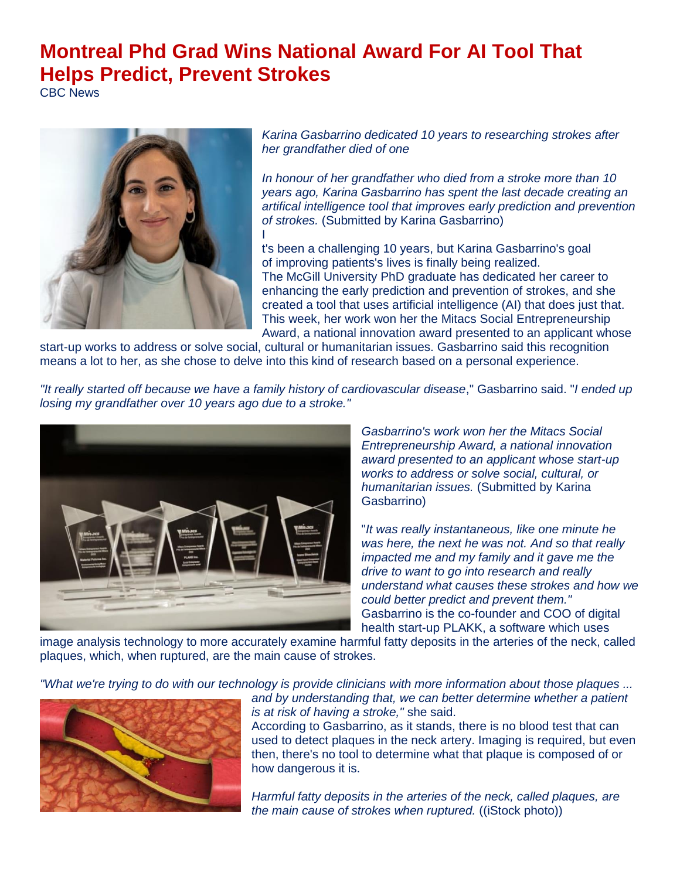# Montreal Phd Grad Wins National Award For AI Tool That Helps Predict, Prevent Strokes

CBC News

*Karina Gasbarrino dedicated 10 years to researching strokes after her grandfather died of one*

*In honour of her grandfather who died from a stroke more than 10 years ago, Karina Gasbarrino has spent the last decade creating an artifical intelligence tool that improves early prediction and prevention of strokes.* (Submitted by Karina Gasbarrino)

It's been a challenging 10 years, but Karina Gasbarrino's goal of improving patients's lives is finally being realized.

The McGill University PhD graduate has dedicated her career to enhancing the early prediction and prevention of strokes, and she created a tool that uses artificial intelligence (AI) that does just that. This week, her work won her the Mitacs Social Entrepreneurship Award, a national innovation award presented to an applicant whose start-up works to address or solve social, cultural or humanitarian issues. Gasbarrino said this recognition means a lot to her, as she chose to delve into this kind of research based on a personal experience.

*"It really started off because we have a family history of cardiovascular disease*," Gasbarrino said. "*I ended up losing my grandfather over 10 years ago due to a stroke."*

*Gasbarrino's work won her the Mitacs Social Entrepreneurship Award, a national innovation award presented to an applicant whose start-up works to address or solve social, cultural, or humanitarian issues.* (Submitted by Karina Gasbarrino)

"*It was really instantaneous, like one minute he was here, the next he was not. And so that really impacted me and my family and it gave me the drive to want to go into research and really understand what causes these strokes and how we could better predict and prevent them."*

Gasbarrino is the co-founder and COO of digital health start-up PLAKK, a software which uses image analysis technology to more accurately examine harmful fatty deposits in the arteries of the neck, called plaques, which, when ruptured, are the main cause of strokes.

*"What we're trying to do with our technology is provide clinicians with more information about those plaques ... and by understanding that, we can better determine whether a patient is at risk of having a stroke,"* she said.

According to Gasbarrino, as it stands, there is no blood test that can used to detect plaques in the neck artery. Imaging is required, but even then, there's no tool to determine what that plaque is composed of or how dangerous it is.

*Harmful fatty deposits in the arteries of the neck, called plaques, are the main cause of strokes when ruptured.* ((iStock photo))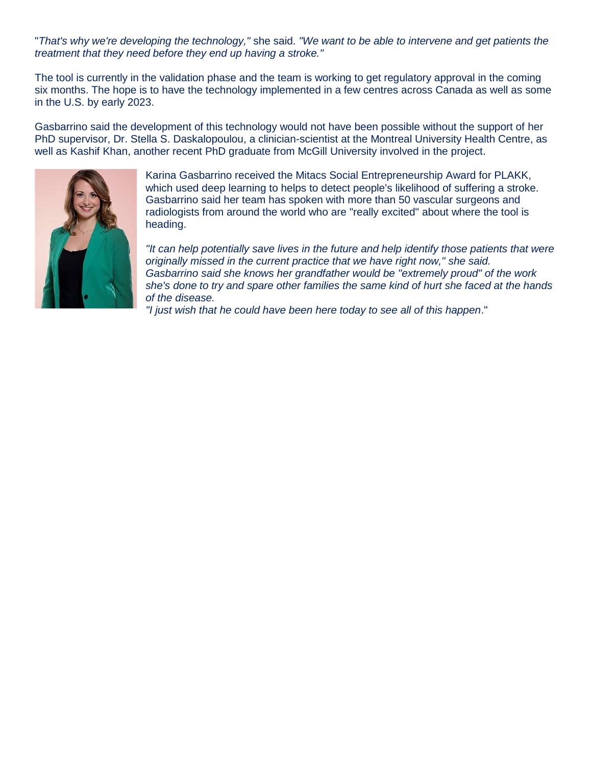"*That's why we're developing the technology,"* she said. *"We want to be able to intervene and get patients the treatment that they need before they end up having a stroke."*

The tool is currently in the validation phase and the team is working to get regulatory approval in the coming six months. The hope is to have the technology implemented in a few centres across Canada as well as some in the U.S. by early 2023.

Gasbarrino said the development of this technology would not have been possible without the support of her PhD supervisor, Dr. Stella S. Daskalopoulou, a clinician-scientist at the Montreal University Health Centre, as well as Kashif Khan, another recent PhD graduate from McGill University involved in the project.

Karina Gasbarrino received the Mitacs Social Entrepreneurship Award for PLAKK, which used deep learning to helps to detect people's likelihood of suffering a stroke. Gasbarrino said her team has spoken with more than 50 vascular surgeons and radiologists from around the world who are "really excited" about where the tool is heading.

*"It can help potentially save lives in the future and help identify those patients that were originally missed in the current practice that we have right now," she said. Gasbarrino said she knows her grandfather would be "extremely proud" of the work she's done to try and spare other families the same kind of hurt she faced at the hands of the disease.*

*"I just wish that he could have been here today to see all of this happen*."